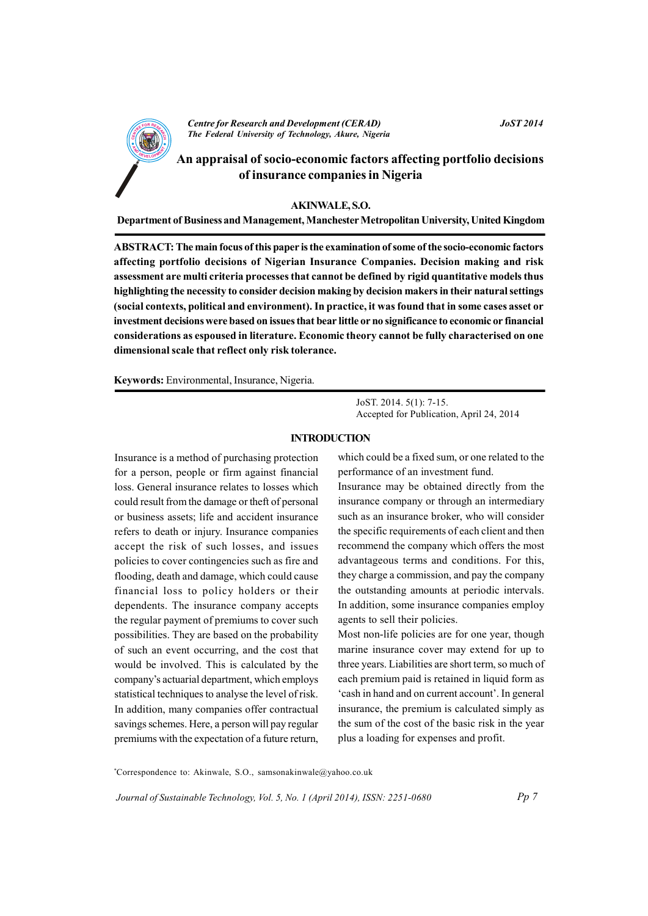# An appraisal of socio-economic factors affecting portfolio decisions of insurance companies in Nigeria

**AKINWALE, S.O.**

**Department of Business and Management, Manchester Metropolitan University, United Kingdom**

**ABSTRACT: The main focus of this paper is the examination of some of the socio-economic factors affecting portfolio decisions of Nigerian Insurance Companies. Decision making and risk assessment are multi criteria processes that cannot be defined by rigid quantitative models thus highlighting the necessity to consider decision making by decision makers in their natural settings (social contexts, political and environment). In practice, it was found that in some cases asset or investment decisions were based on issues that bear little or no significance to economic or financial considerations as espoused in literature. Economic theory cannot be fully characterised on one dimensional scale that reflect only risk tolerance.**

**Keywords:** Environmental, Insurance, Nigeria.

JoST. 2014. 5(1): 7-15.
Accepted for Publication, April 24, 2014

## INTRODUCTION

Insurance is a method of purchasing protection for a person, people or firm against financial loss. General insurance relates to losses which could result from the damage or theft of personal or business assets; life and accident insurance refers to death or injury. Insurance companies accept the risk of such losses, and issues policies to cover contingencies such as fire and flooding, death and damage, which could cause financial loss to policy holders or their dependents. The insurance company accepts the regular payment of premiums to cover such possibilities. They are based on the probability of such an event occurring, and the cost that would be involved. This is calculated by the company's actuarial department, which employs statistical techniques to analyse the level of risk. In addition, many companies offer contractual savings schemes. Here, a person will pay regular premiums with the expectation of a future return, which could be a fixed sum, or one related to the performance of an investment fund.

Insurance may be obtained directly from the insurance company or through an intermediary such as an insurance broker, who will consider the specific requirements of each client and then recommend the company which offers the most advantageous terms and conditions. For this, they charge a commission, and pay the company the outstanding amounts at periodic intervals. In addition, some insurance companies employ agents to sell their policies.

Most non-life policies are for one year, though marine insurance cover may extend for up to three years. Liabilities are short term, so much of each premium paid is retained in liquid form as 'cash in hand and on current account'. In general insurance, the premium is calculated simply as the sum of the cost of the basic risk in the year plus a loading for expenses and profit.

*Correspondence to: Akinwale, S.O., samsonakinwale@yahoo.co.uk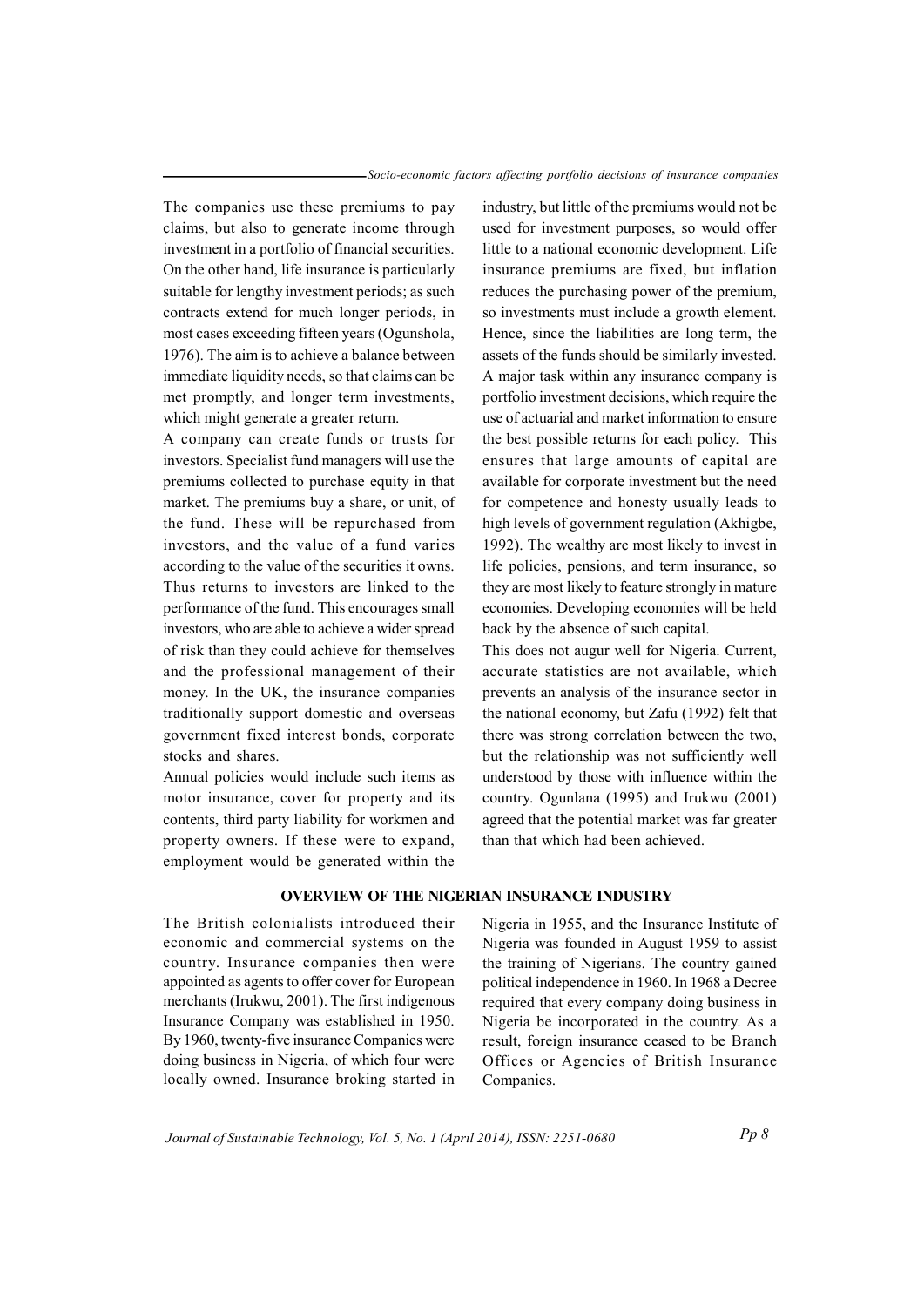The companies use these premiums to pay claims, but also to generate income through investment in a portfolio of financial securities. On the other hand, life insurance is particularly suitable for lengthy investment periods; as such contracts extend for much longer periods, in most cases exceeding fifteen years (Ogunshola, 1976). The aim is to achieve a balance between immediate liquidity needs, so that claims can be met promptly, and longer term investments, which might generate a greater return.

A company can create funds or trusts for investors. Specialist fund managers will use the premiums collected to purchase equity in that market. The premiums buy a share, or unit, of the fund. These will be repurchased from investors, and the value of a fund varies according to the value of the securities it owns. Thus returns to investors are linked to the performance of the fund. This encourages small investors, who are able to achieve a wider spread of risk than they could achieve for themselves and the professional management of their money. In the UK, the insurance companies traditionally support domestic and overseas government fixed interest bonds, corporate stocks and shares.

Annual policies would include such items as motor insurance, cover for property and its contents, third party liability for workmen and property owners. If these were to expand, employment would be generated within the industry, but little of the premiums would not be used for investment purposes, so would offer little to a national economic development. Life insurance premiums are fixed, but inflation reduces the purchasing power of the premium, so investments must include a growth element. Hence, since the liabilities are long term, the assets of the funds should be similarly invested. A major task within any insurance company is portfolio investment decisions, which require the use of actuarial and market information to ensure the best possible returns for each policy. This ensures that large amounts of capital are available for corporate investment but the need for competence and honesty usually leads to high levels of government regulation (Akhigbe, 1992). The wealthy are most likely to invest in life policies, pensions, and term insurance, so they are most likely to feature strongly in mature economies. Developing economies will be held back by the absence of such capital.

This does not augur well for Nigeria. Current, accurate statistics are not available, which prevents an analysis of the insurance sector in the national economy, but Zafu (1992) felt that there was strong correlation between the two, but the relationship was not sufficiently well understood by those with influence within the country. Ogunlana (1995) and Irukwu (2001) agreed that the potential market was far greater than that which had been achieved.

## OVERVIEW OF THE NIGERIAN INSURANCE INDUSTRY

The British colonialists introduced their economic and commercial systems on the country. Insurance companies then were appointed as agents to offer cover for European merchants (Irukwu, 2001). The first indigenous Insurance Company was established in 1950. By 1960, twenty-five insurance Companies were doing business in Nigeria, of which four were locally owned. Insurance broking started in Nigeria in 1955, and the Insurance Institute of Nigeria was founded in August 1959 to assist the training of Nigerians. The country gained political independence in 1960. In 1968 a Decree required that every company doing business in Nigeria be incorporated in the country. As a result, foreign insurance ceased to be Branch Offices or Agencies of British Insurance Companies.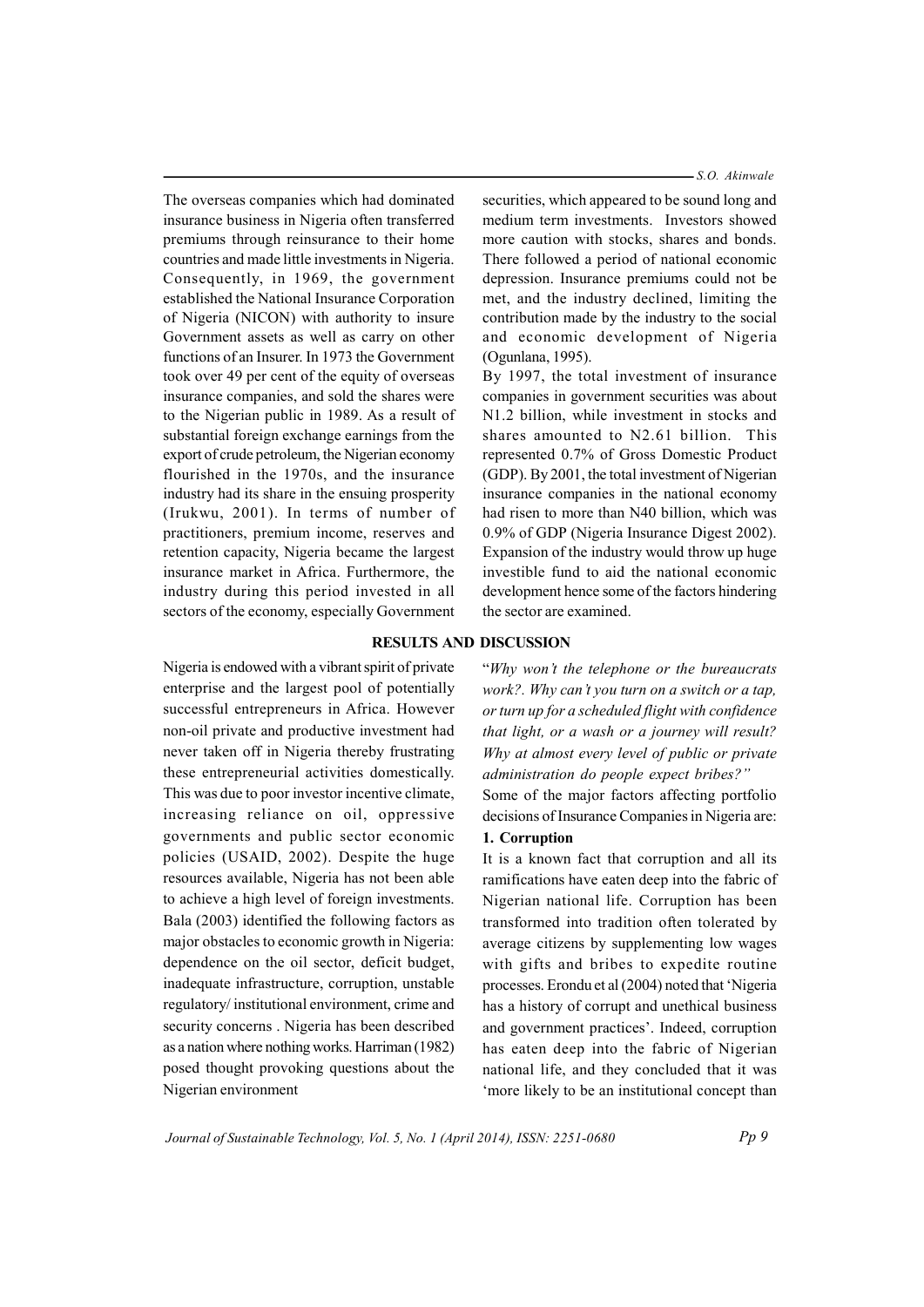The overseas companies which had dominated insurance business in Nigeria often transferred premiums through reinsurance to their home countries and made little investments in Nigeria. Consequently, in 1969, the government established the National Insurance Corporation of Nigeria (NICON) with authority to insure Government assets as well as carry on other functions of an Insurer. In 1973 the Government took over 49 per cent of the equity of overseas insurance companies, and sold the shares were to the Nigerian public in 1989. As a result of substantial foreign exchange earnings from the export of crude petroleum, the Nigerian economy flourished in the 1970s, and the insurance industry had its share in the ensuing prosperity (Irukwu, 2001). In terms of number of practitioners, premium income, reserves and retention capacity, Nigeria became the largest insurance market in Africa. Furthermore, the industry during this period invested in all sectors of the economy, especially Government securities, which appeared to be sound long and medium term investments. Investors showed more caution with stocks, shares and bonds. There followed a period of national economic depression. Insurance premiums could not be met, and the industry declined, limiting the contribution made by the industry to the social and economic development of Nigeria (Ogunlana, 1995).

By 1997, the total investment of insurance companies in government securities was about N1.2 billion, while investment in stocks and shares amounted to N2.61 billion. This represented 0.7% of Gross Domestic Product (GDP). By 2001, the total investment of Nigerian insurance companies in the national economy had risen to more than N40 billion, which was 0.9% of GDP (Nigeria Insurance Digest 2002). Expansion of the industry would throw up huge investible fund to aid the national economic development hence some of the factors hindering the sector are examined.

## RESULTS AND DISCUSSION

Nigeria is endowed with a vibrant spirit of private enterprise and the largest pool of potentially successful entrepreneurs in Africa. However non-oil private and productive investment had never taken off in Nigeria thereby frustrating these entrepreneurial activities domestically. This was due to poor investor incentive climate, increasing reliance on oil, oppressive governments and public sector economic policies (USAID, 2002). Despite the huge resources available, Nigeria has not been able to achieve a high level of foreign investments. Bala (2003) identified the following factors as major obstacles to economic growth in Nigeria: dependence on the oil sector, deficit budget, inadequate infrastructure, corruption, unstable regulatory/ institutional environment, crime and security concerns . Nigeria has been described as a nation where nothing works. Harriman (1982) posed thought provoking questions about the Nigerian environment

"*Why won't the telephone or the bureaucrats work?. Why can't you turn on a switch or a tap, or turn up for a scheduled flight with confidence that light, or a wash or a journey will result? Why at almost every level of public or private administration do people expect bribes?"*

Some of the major factors affecting portfolio decisions of Insurance Companies in Nigeria are:

**1. Corruption**

It is a known fact that corruption and all its ramifications have eaten deep into the fabric of Nigerian national life. Corruption has been transformed into tradition often tolerated by average citizens by supplementing low wages with gifts and bribes to expedite routine processes. Erondu et al (2004) noted that 'Nigeria has a history of corrupt and unethical business and government practices'. Indeed, corruption has eaten deep into the fabric of Nigerian national life, and they concluded that it was 'more likely to be an institutional concept than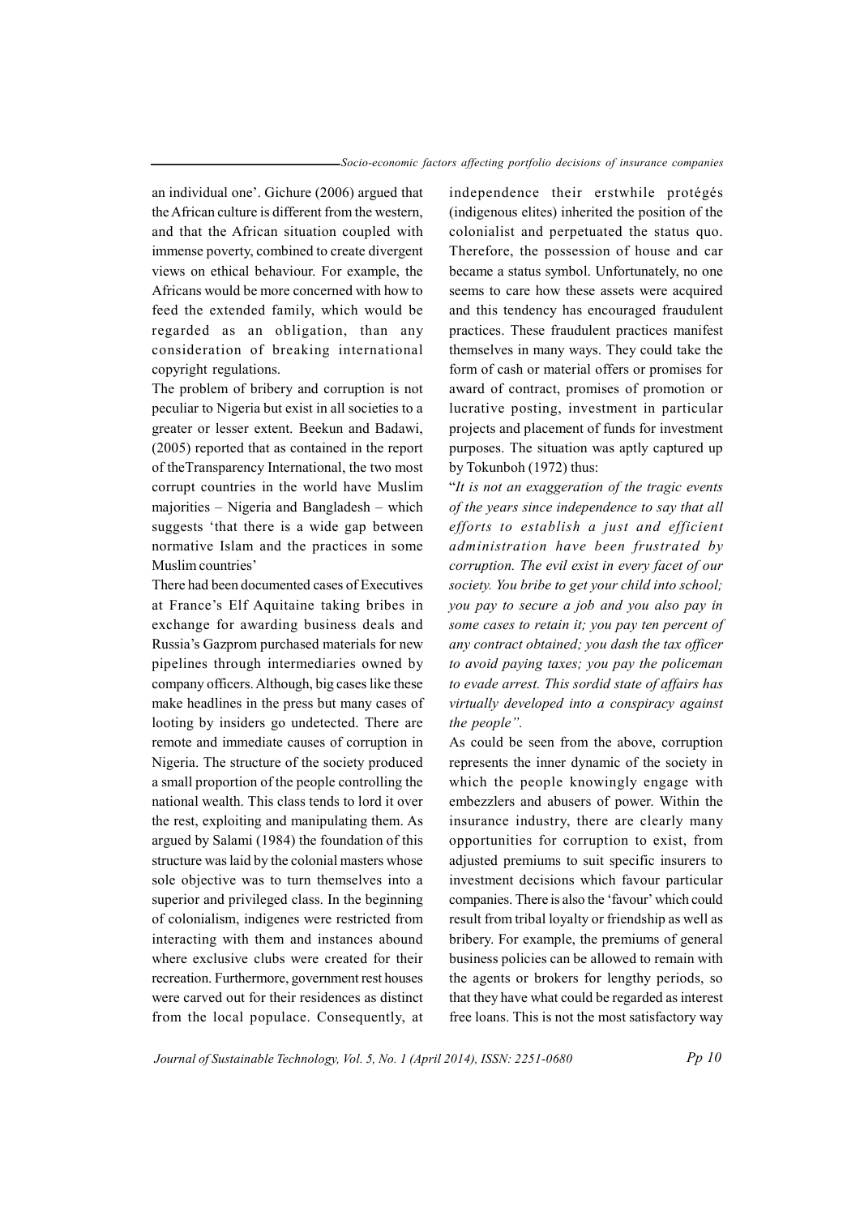an individual one'. Gichure (2006) argued that the African culture is different from the western, and that the African situation coupled with immense poverty, combined to create divergent views on ethical behaviour. For example, the Africans would be more concerned with how to feed the extended family, which would be regarded as an obligation, than any consideration of breaking international copyright regulations.

The problem of bribery and corruption is not peculiar to Nigeria but exist in all societies to a greater or lesser extent. Beekun and Badawi, (2005) reported that as contained in the report of theTransparency International, the two most corrupt countries in the world have Muslim majorities – Nigeria and Bangladesh – which suggests 'that there is a wide gap between normative Islam and the practices in some Muslim countries'

There had been documented cases of Executives at France's Elf Aquitaine taking bribes in exchange for awarding business deals and Russia's Gazprom purchased materials for new pipelines through intermediaries owned by company officers. Although, big cases like these make headlines in the press but many cases of looting by insiders go undetected. There are remote and immediate causes of corruption in Nigeria. The structure of the society produced a small proportion of the people controlling the national wealth. This class tends to lord it over the rest, exploiting and manipulating them. As argued by Salami (1984) the foundation of this structure was laid by the colonial masters whose sole objective was to turn themselves into a superior and privileged class. In the beginning of colonialism, indigenes were restricted from interacting with them and instances abound where exclusive clubs were created for their recreation. Furthermore, government rest houses were carved out for their residences as distinct from the local populace. Consequently, at independence their erstwhile protégés (indigenous elites) inherited the position of the colonialist and perpetuated the status quo. Therefore, the possession of house and car became a status symbol. Unfortunately, no one seems to care how these assets were acquired and this tendency has encouraged fraudulent practices. These fraudulent practices manifest themselves in many ways. They could take the form of cash or material offers or promises for award of contract, promises of promotion or lucrative posting, investment in particular projects and placement of funds for investment purposes. The situation was aptly captured up by Tokunboh (1972) thus:

"*It is not an exaggeration of the tragic events of the years since independence to say that all efforts to establish a just and efficient administration have been frustrated by corruption. The evil exist in every facet of our society. You bribe to get your child into school; you pay to secure a job and you also pay in some cases to retain it; you pay ten percent of any contract obtained; you dash the tax officer to avoid paying taxes; you pay the policeman to evade arrest. This sordid state of affairs has virtually developed into a conspiracy against the people".*

As could be seen from the above, corruption represents the inner dynamic of the society in which the people knowingly engage with embezzlers and abusers of power. Within the insurance industry, there are clearly many opportunities for corruption to exist, from adjusted premiums to suit specific insurers to investment decisions which favour particular companies. There is also the 'favour' which could result from tribal loyalty or friendship as well as bribery. For example, the premiums of general business policies can be allowed to remain with the agents or brokers for lengthy periods, so that they have what could be regarded as interest free loans. This is not the most satisfactory way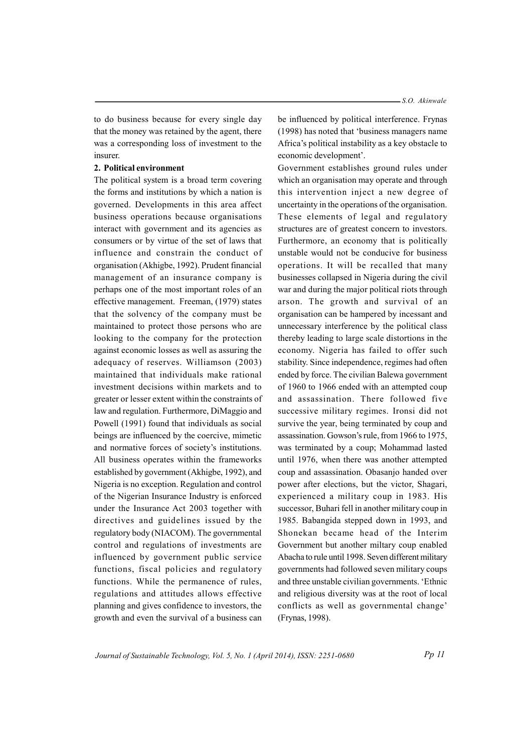to do business because for every single day that the money was retained by the agent, there was a corresponding loss of investment to the insurer.

**2. Political environment**

The political system is a broad term covering the forms and institutions by which a nation is governed. Developments in this area affect business operations because organisations interact with government and its agencies as consumers or by virtue of the set of laws that influence and constrain the conduct of organisation (Akhigbe, 1992). Prudent financial management of an insurance company is perhaps one of the most important roles of an effective management. Freeman, (1979) states that the solvency of the company must be maintained to protect those persons who are looking to the company for the protection against economic losses as well as assuring the adequacy of reserves. Williamson (2003) maintained that individuals make rational investment decisions within markets and to greater or lesser extent within the constraints of law and regulation. Furthermore, DiMaggio and Powell (1991) found that individuals as social beings are influenced by the coercive, mimetic and normative forces of society's institutions. All business operates within the frameworks established by government (Akhigbe, 1992), and Nigeria is no exception. Regulation and control of the Nigerian Insurance Industry is enforced under the Insurance Act 2003 together with directives and guidelines issued by the regulatory body (NIACOM). The governmental control and regulations of investments are influenced by government public service functions, fiscal policies and regulatory functions. While the permanence of rules, regulations and attitudes allows effective planning and gives confidence to investors, the growth and even the survival of a business can be influenced by political interference. Frynas (1998) has noted that 'business managers name Africa's political instability as a key obstacle to economic development'.

Government establishes ground rules under which an organisation may operate and through this intervention inject a new degree of uncertainty in the operations of the organisation. These elements of legal and regulatory structures are of greatest concern to investors. Furthermore, an economy that is politically unstable would not be conducive for business operations. It will be recalled that many businesses collapsed in Nigeria during the civil war and during the major political riots through arson. The growth and survival of an organisation can be hampered by incessant and unnecessary interference by the political class thereby leading to large scale distortions in the economy. Nigeria has failed to offer such stability. Since independence, regimes had often ended by force. The civilian Balewa government of 1960 to 1966 ended with an attempted coup and assassination. There followed five successive military regimes. Ironsi did not survive the year, being terminated by coup and assassination. Gowson's rule, from 1966 to 1975, was terminated by a coup; Mohammad lasted until 1976, when there was another attempted coup and assassination. Obasanjo handed over power after elections, but the victor, Shagari, experienced a military coup in 1983. His successor, Buhari fell in another military coup in 1985. Babangida stepped down in 1993, and Shonekan became head of the Interim Government but another miltary coup enabled Abacha to rule until 1998. Seven different military governments had followed seven military coups and three unstable civilian governments. 'Ethnic and religious diversity was at the root of local conflicts as well as governmental change' (Frynas, 1998).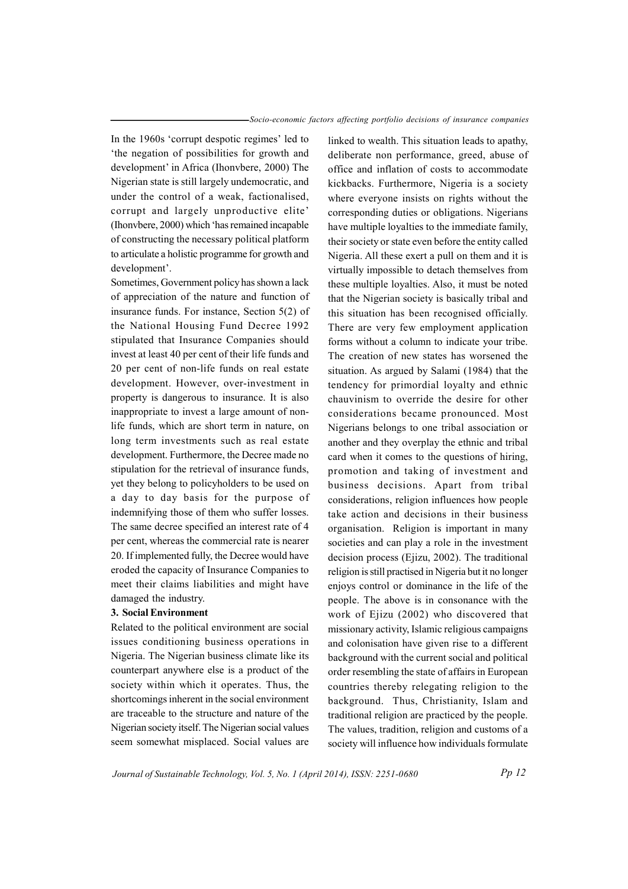In the 1960s 'corrupt despotic regimes' led to 'the negation of possibilities for growth and development' in Africa (Ihonvbere, 2000) The Nigerian state is still largely undemocratic, and under the control of a weak, factionalised, corrupt and largely unproductive elite' (Ihonvbere, 2000) which 'has remained incapable of constructing the necessary political platform to articulate a holistic programme for growth and development'.

Sometimes, Government policy has shown a lack of appreciation of the nature and function of insurance funds. For instance, Section 5(2) of the National Housing Fund Decree 1992 stipulated that Insurance Companies should invest at least 40 per cent of their life funds and 20 per cent of non-life funds on real estate development. However, over-investment in property is dangerous to insurance. It is also inappropriate to invest a large amount of non-life funds, which are short term in nature, on long term investments such as real estate development. Furthermore, the Decree made no stipulation for the retrieval of insurance funds, yet they belong to policyholders to be used on a day to day basis for the purpose of indemnifying those of them who suffer losses. The same decree specified an interest rate of 4 per cent, whereas the commercial rate is nearer 20. If implemented fully, the Decree would have eroded the capacity of Insurance Companies to meet their claims liabilities and might have damaged the industry.

### 3. Social Environment

Related to the political environment are social issues conditioning business operations in Nigeria. The Nigerian business climate like its counterpart anywhere else is a product of the society within which it operates. Thus, the shortcomings inherent in the social environment are traceable to the structure and nature of the Nigerian society itself. The Nigerian social values seem somewhat misplaced. Social values are linked to wealth. This situation leads to apathy, deliberate non performance, greed, abuse of office and inflation of costs to accommodate kickbacks. Furthermore, Nigeria is a society where everyone insists on rights without the corresponding duties or obligations. Nigerians have multiple loyalties to the immediate family, their society or state even before the entity called Nigeria. All these exert a pull on them and it is virtually impossible to detach themselves from these multiple loyalties. Also, it must be noted that the Nigerian society is basically tribal and this situation has been recognised officially. There are very few employment application forms without a column to indicate your tribe. The creation of new states has worsened the situation. As argued by Salami (1984) that the tendency for primordial loyalty and ethnic chauvinism to override the desire for other considerations became pronounced. Most Nigerians belongs to one tribal association or another and they overplay the ethnic and tribal card when it comes to the questions of hiring, promotion and taking of investment and business decisions. Apart from tribal considerations, religion influences how people take action and decisions in their business organisation. Religion is important in many societies and can play a role in the investment decision process (Ejizu, 2002). The traditional religion is still practised in Nigeria but it no longer enjoys control or dominance in the life of the people. The above is in consonance with the work of Ejizu (2002) who discovered that missionary activity, Islamic religious campaigns and colonisation have given rise to a different background with the current social and political order resembling the state of affairs in European countries thereby relegating religion to the background. Thus, Christianity, Islam and traditional religion are practiced by the people. The values, tradition, religion and customs of a society will influence how individuals formulate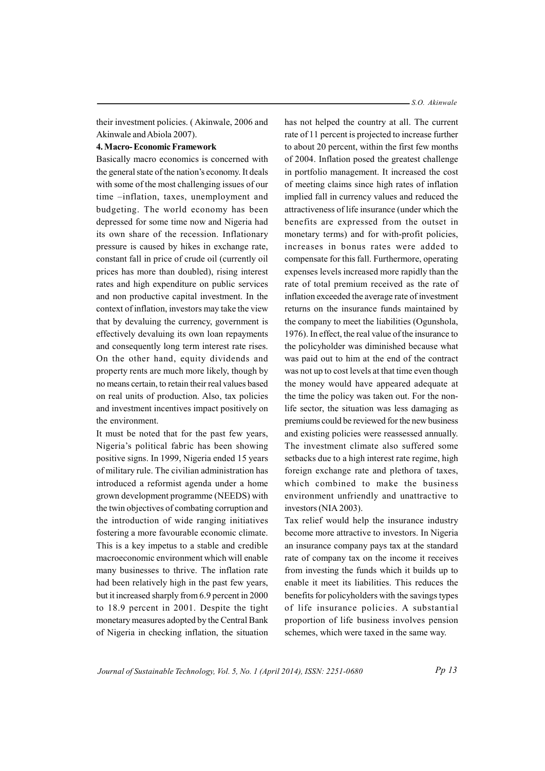their investment policies. ( Akinwale, 2006 and Akinwale and Abiola 2007).

**4. Macro- Economic Framework**

Basically macro economics is concerned with the general state of the nation's economy. It deals with some of the most challenging issues of our time –inflation, taxes, unemployment and budgeting. The world economy has been depressed for some time now and Nigeria had its own share of the recession. Inflationary pressure is caused by hikes in exchange rate, constant fall in price of crude oil (currently oil prices has more than doubled), rising interest rates and high expenditure on public services and non productive capital investment. In the context of inflation, investors may take the view that by devaluing the currency, government is effectively devaluing its own loan repayments and consequently long term interest rate rises. On the other hand, equity dividends and property rents are much more likely, though by no means certain, to retain their real values based on real units of production. Also, tax policies and investment incentives impact positively on the environment.

It must be noted that for the past few years, Nigeria's political fabric has been showing positive signs. In 1999, Nigeria ended 15 years of military rule. The civilian administration has introduced a reformist agenda under a home grown development programme (NEEDS) with the twin objectives of combating corruption and the introduction of wide ranging initiatives fostering a more favourable economic climate. This is a key impetus to a stable and credible macroeconomic environment which will enable many businesses to thrive. The inflation rate had been relatively high in the past few years, but it increased sharply from 6.9 percent in 2000 to 18.9 percent in 2001. Despite the tight monetary measures adopted by the Central Bank of Nigeria in checking inflation, the situation has not helped the country at all. The current rate of 11 percent is projected to increase further to about 20 percent, within the first few months of 2004. Inflation posed the greatest challenge in portfolio management. It increased the cost of meeting claims since high rates of inflation implied fall in currency values and reduced the attractiveness of life insurance (under which the benefits are expressed from the outset in monetary terms) and for with-profit policies, increases in bonus rates were added to compensate for this fall. Furthermore, operating expenses levels increased more rapidly than the rate of total premium received as the rate of inflation exceeded the average rate of investment returns on the insurance funds maintained by the company to meet the liabilities (Ogunshola, 1976). In effect, the real value of the insurance to the policyholder was diminished because what was paid out to him at the end of the contract was not up to cost levels at that time even though the money would have appeared adequate at the time the policy was taken out. For the non-life sector, the situation was less damaging as premiums could be reviewed for the new business and existing policies were reassessed annually. The investment climate also suffered some setbacks due to a high interest rate regime, high foreign exchange rate and plethora of taxes, which combined to make the business environment unfriendly and unattractive to investors (NIA 2003).

Tax relief would help the insurance industry become more attractive to investors. In Nigeria an insurance company pays tax at the standard rate of company tax on the income it receives from investing the funds which it builds up to enable it meet its liabilities. This reduces the benefits for policyholders with the savings types of life insurance policies. A substantial proportion of life business involves pension schemes, which were taxed in the same way.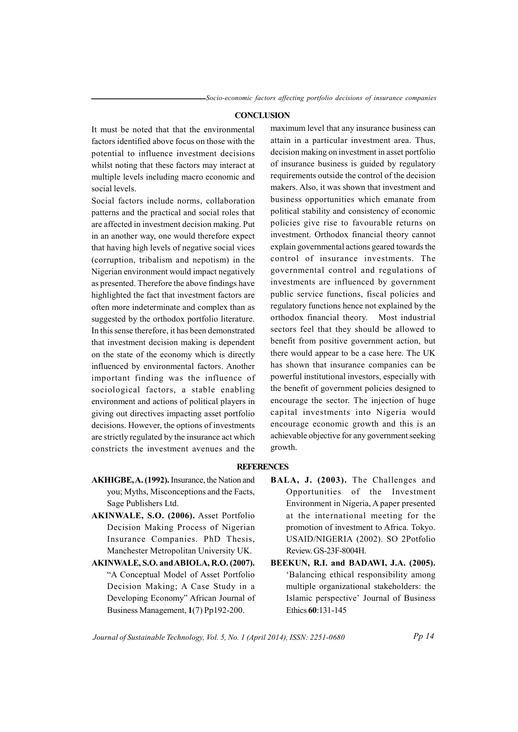## CONCLUSION

It must be noted that that the environmental factors identified above focus on those with the potential to influence investment decisions whilst noting that these factors may interact at multiple levels including macro economic and social levels.

Social factors include norms, collaboration patterns and the practical and social roles that are affected in investment decision making. Put in an another way, one would therefore expect that having high levels of negative social vices (corruption, tribalism and nepotism) in the Nigerian environment would impact negatively as presented. Therefore the above findings have highlighted the fact that investment factors are often more indeterminate and complex than as suggested by the orthodox portfolio literature. In this sense therefore, it has been demonstrated that investment decision making is dependent on the state of the economy which is directly influenced by environmental factors. Another important finding was the influence of sociological factors, a stable enabling environment and actions of political players in giving out directives impacting asset portfolio decisions. However, the options of investments are strictly regulated by the insurance act which constricts the investment avenues and the maximum level that any insurance business can attain in a particular investment area. Thus, decision making on investment in asset portfolio of insurance business is guided by regulatory requirements outside the control of the decision makers. Also, it was shown that investment and business opportunities which emanate from political stability and consistency of economic policies give rise to favourable returns on investment. Orthodox financial theory cannot explain governmental actions geared towards the control of insurance investments. The governmental control and regulations of investments are influenced by government public service functions, fiscal policies and regulatory functions hence not explained by the orthodox financial theory. Most industrial sectors feel that they should be allowed to benefit from positive government action, but there would appear to be a case here. The UK has shown that insurance companies can be powerful institutional investors, especially with the benefit of government policies designed to encourage the sector. The injection of huge capital investments into Nigeria would encourage economic growth and this is an achievable objective for any government seeking growth.

## REFERENCES

**AKHIGBE, A. (1992).** Insurance, the Nation and you; Myths, Misconceptions and the Facts, Sage Publishers Ltd.

**AKINWALE, S.O. (2006).** Asset Portfolio Decision Making Process of Nigerian Insurance Companies. PhD Thesis, Manchester Metropolitan University UK.

**AKINWALE, S.O. and ABIOLA, R.O. (2007).** "A Conceptual Model of Asset Portfolio Decision Making; A Case Study in a Developing Economy" African Journal of Business Management, **1**(7) Pp192-200.

**BALA, J. (2003).** The Challenges and Opportunities of the Investment Environment in Nigeria, A paper presented at the international meeting for the promotion of investment to Africa. Tokyo. USAID/NIGERIA (2002). SO 2Potfolio Review. GS-23F-8004H.

**BEEKUN, R.I. and BADAWI, J.A. (2005).** 'Balancing ethical responsibility among multiple organizational stakeholders: the Islamic perspective' Journal of Business Ethics **60**:131-145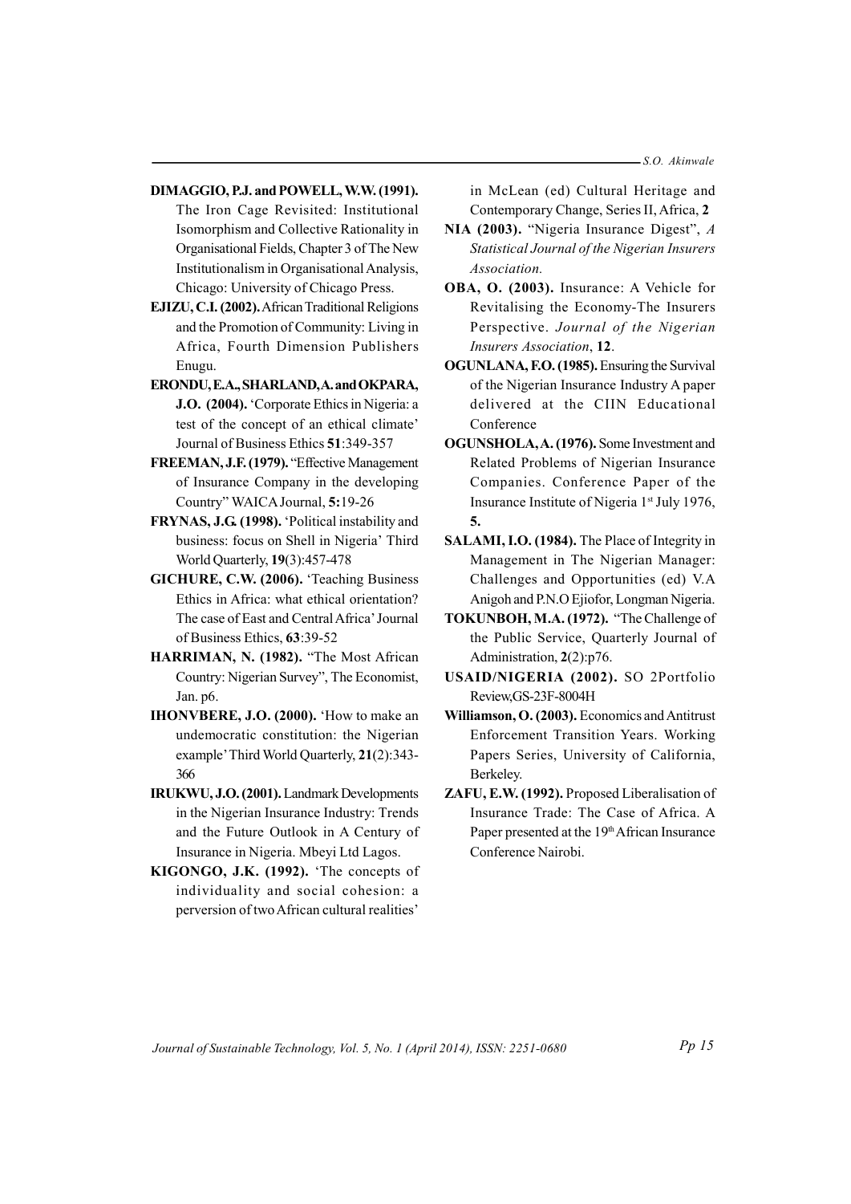**DIMAGGIO, P.J. and POWELL, W.W. (1991).** The Iron Cage Revisited: Institutional Isomorphism and Collective Rationality in Organisational Fields, Chapter 3 of The New Institutionalism in Organisational Analysis, Chicago: University of Chicago Press.

**EJIZU, C.I. (2002).** African Traditional Religions and the Promotion of Community: Living in Africa, Fourth Dimension Publishers Enugu.

**ERONDU, E.A., SHARLAND, A. and OKPARA, J.O. (2004).** 'Corporate Ethics in Nigeria: a test of the concept of an ethical climate' Journal of Business Ethics **51**:349-357

**FREEMAN, J.F. (1979).** "Effective Management of Insurance Company in the developing Country" WAICA Journal, **5:**19-26

**FRYNAS, J.G. (1998).** 'Political instability and business: focus on Shell in Nigeria' Third World Quarterly, **19**(3):457-478

**GICHURE, C.W. (2006).** 'Teaching Business Ethics in Africa: what ethical orientation? The case of East and Central Africa' Journal of Business Ethics, **63**:39-52

**HARRIMAN, N. (1982).** "The Most African Country: Nigerian Survey", The Economist, Jan. p6.

**IHONVBERE, J.O. (2000).** 'How to make an undemocratic constitution: the Nigerian example' Third World Quarterly, **21**(2):343-366

**IRUKWU, J.O. (2001).** Landmark Developments in the Nigerian Insurance Industry: Trends and the Future Outlook in A Century of Insurance in Nigeria. Mbeyi Ltd Lagos.

**KIGONGO, J.K. (1992).** 'The concepts of individuality and social cohesion: a perversion of two African cultural realities' in McLean (ed) Cultural Heritage and Contemporary Change, Series II, Africa, **2**

**NIA (2003).** "Nigeria Insurance Digest", *A Statistical Journal of the Nigerian Insurers Association.*

**OBA, O. (2003).** Insurance: A Vehicle for Revitalising the Economy-The Insurers Perspective. *Journal of the Nigerian Insurers Association*, **12**.

**OGUNLANA, F.O. (1985).** Ensuring the Survival of the Nigerian Insurance Industry A paper delivered at the CIIN Educational Conference

**OGUNSHOLA, A. (1976).** Some Investment and Related Problems of Nigerian Insurance Companies. Conference Paper of the Insurance Institute of Nigeria 1st July 1976, **5.**

**SALAMI, I.O. (1984).** The Place of Integrity in Management in The Nigerian Manager: Challenges and Opportunities (ed) V.A Anigoh and P.N.O Ejiofor, Longman Nigeria.

**TOKUNBOH, M.A. (1972).** "The Challenge of the Public Service, Quarterly Journal of Administration, **2**(2):p76.

**USAID/NIGERIA (2002).** SO 2Portfolio Review,GS-23F-8004H

**Williamson, O. (2003).** Economics and Antitrust Enforcement Transition Years. Working Papers Series, University of California, Berkeley.

**ZAFU, E.W. (1992).** Proposed Liberalisation of Insurance Trade: The Case of Africa. A Paper presented at the 19th African Insurance Conference Nairobi.